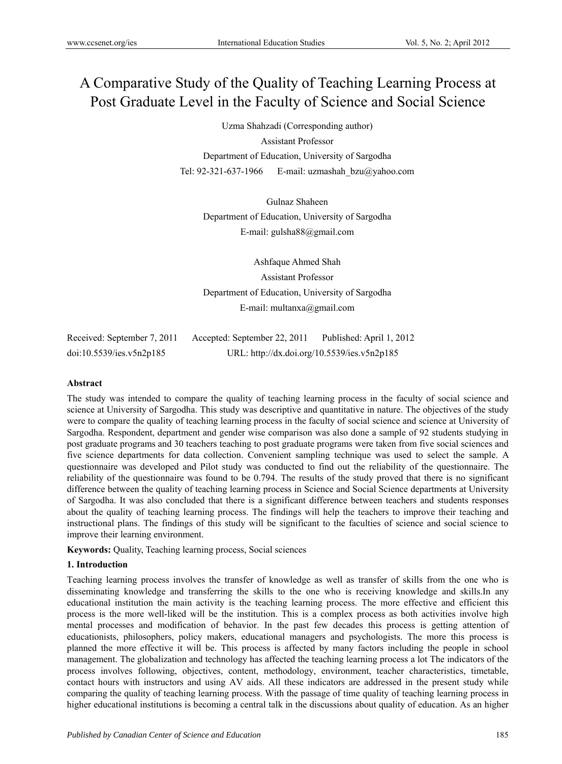# A Comparative Study of the Quality of Teaching Learning Process at Post Graduate Level in the Faculty of Science and Social Science

Uzma Shahzadi (Corresponding author)

Assistant Professor

Department of Education, University of Sargodha

Tel: 92-321-637-1966 E-mail: uzmashah_bzu@yahoo.com

Gulnaz Shaheen

Department of Education, University of Sargodha

E-mail: gulsha88@gmail.com

Ashfaque Ahmed Shah

Assistant Professor

Department of Education, University of Sargodha

E-mail: multanxa@gmail.com

Received: September 7, 2011 Accepted: September 22, 2011 Published: April 1, 2012

doi:10.5539/ies.v5n2p185 URL: http://dx.doi.org/10.5539/ies.v5n2p185

**Abstract**

The study was intended to compare the quality of teaching learning process in the faculty of social science and science at University of Sargodha. This study was descriptive and quantitative in nature. The objectives of the study were to compare the quality of teaching learning process in the faculty of social science and science at University of Sargodha. Respondent, department and gender wise comparison was also done a sample of 92 students studying in post graduate programs and 30 teachers teaching to post graduate programs were taken from five social sciences and five science departments for data collection. Convenient sampling technique was used to select the sample. A questionnaire was developed and Pilot study was conducted to find out the reliability of the questionnaire. The reliability of the questionnaire was found to be 0.794. The results of the study proved that there is no significant difference between the quality of teaching learning process in Science and Social Science departments at University of Sargodha. It was also concluded that there is a significant difference between teachers and students responses about the quality of teaching learning process. The findings will help the teachers to improve their teaching and instructional plans. The findings of this study will be significant to the faculties of science and social science to improve their learning environment.

**Keywords:** Quality, Teaching learning process, Social sciences

## 1. Introduction

Teaching learning process involves the transfer of knowledge as well as transfer of skills from the one who is disseminating knowledge and transferring the skills to the one who is receiving knowledge and skills.In any educational institution the main activity is the teaching learning process. The more effective and efficient this process is the more well-liked will be the institution. This is a complex process as both activities involve high mental processes and modification of behavior. In the past few decades this process is getting attention of educationists, philosophers, policy makers, educational managers and psychologists. The more this process is planned the more effective it will be. This process is affected by many factors including the people in school management. The globalization and technology has affected the teaching learning process a lot The indicators of the process involves following, objectives, content, methodology, environment, teacher characteristics, timetable, contact hours with instructors and using AV aids. All these indicators are addressed in the present study while comparing the quality of teaching learning process. With the passage of time quality of teaching learning process in higher educational institutions is becoming a central talk in the discussions about quality of education. As an higher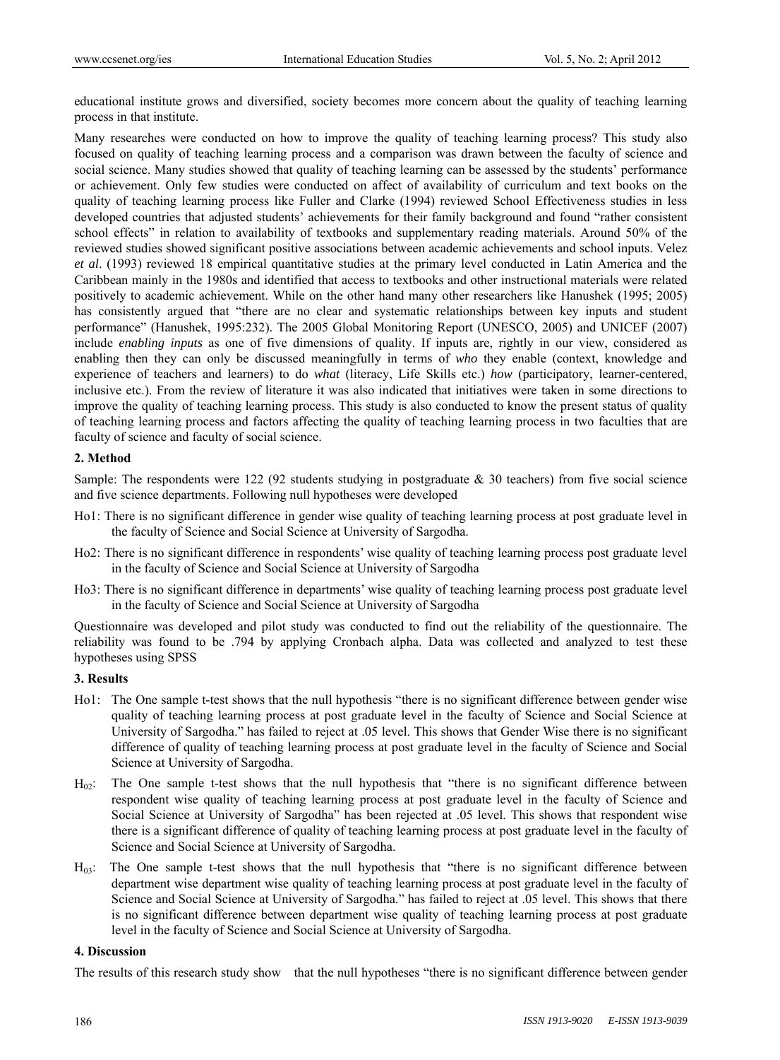educational institute grows and diversified, society becomes more concern about the quality of teaching learning process in that institute.

Many researches were conducted on how to improve the quality of teaching learning process? This study also focused on quality of teaching learning process and a comparison was drawn between the faculty of science and social science. Many studies showed that quality of teaching learning can be assessed by the students' performance or achievement. Only few studies were conducted on affect of availability of curriculum and text books on the quality of teaching learning process like Fuller and Clarke (1994) reviewed School Effectiveness studies in less developed countries that adjusted students' achievements for their family background and found "rather consistent school effects" in relation to availability of textbooks and supplementary reading materials. Around 50% of the reviewed studies showed significant positive associations between academic achievements and school inputs. Velez *et al*. (1993) reviewed 18 empirical quantitative studies at the primary level conducted in Latin America and the Caribbean mainly in the 1980s and identified that access to textbooks and other instructional materials were related positively to academic achievement. While on the other hand many other researchers like Hanushek (1995; 2005) has consistently argued that "there are no clear and systematic relationships between key inputs and student performance" (Hanushek, 1995:232). The 2005 Global Monitoring Report (UNESCO, 2005) and UNICEF (2007) include *enabling inputs* as one of five dimensions of quality. If inputs are, rightly in our view, considered as enabling then they can only be discussed meaningfully in terms of *who* they enable (context, knowledge and experience of teachers and learners) to do *what* (literacy, Life Skills etc.) *how* (participatory, learner-centered, inclusive etc.). From the review of literature it was also indicated that initiatives were taken in some directions to improve the quality of teaching learning process. This study is also conducted to know the present status of quality of teaching learning process and factors affecting the quality of teaching learning process in two faculties that are faculty of science and faculty of social science.

## 2. Method

Sample: The respondents were 122 (92 students studying in postgraduate & 30 teachers) from five social science and five science departments. Following null hypotheses were developed

Ho1: There is no significant difference in gender wise quality of teaching learning process at post graduate level in the faculty of Science and Social Science at University of Sargodha.

Ho2: There is no significant difference in respondents' wise quality of teaching learning process post graduate level in the faculty of Science and Social Science at University of Sargodha

Ho3: There is no significant difference in departments' wise quality of teaching learning process post graduate level in the faculty of Science and Social Science at University of Sargodha

Questionnaire was developed and pilot study was conducted to find out the reliability of the questionnaire. The reliability was found to be .794 by applying Cronbach alpha. Data was collected and analyzed to test these hypotheses using SPSS

## 3. Results

Ho1: The One sample t-test shows that the null hypothesis "there is no significant difference between gender wise quality of teaching learning process at post graduate level in the faculty of Science and Social Science at University of Sargodha." has failed to reject at .05 level. This shows that Gender Wise there is no significant difference of quality of teaching learning process at post graduate level in the faculty of Science and Social Science at University of Sargodha.

$H_{02}$: The One sample t-test shows that the null hypothesis that "there is no significant difference between respondent wise quality of teaching learning process at post graduate level in the faculty of Science and Social Science at University of Sargodha" has been rejected at .05 level. This shows that respondent wise there is a significant difference of quality of teaching learning process at post graduate level in the faculty of Science and Social Science at University of Sargodha.

$H_{03}$: The One sample t-test shows that the null hypothesis that "there is no significant difference between department wise department wise quality of teaching learning process at post graduate level in the faculty of Science and Social Science at University of Sargodha." has failed to reject at .05 level. This shows that there is no significant difference between department wise quality of teaching learning process at post graduate level in the faculty of Science and Social Science at University of Sargodha.

## 4. Discussion

The results of this research study show that the null hypotheses "there is no significant difference between gender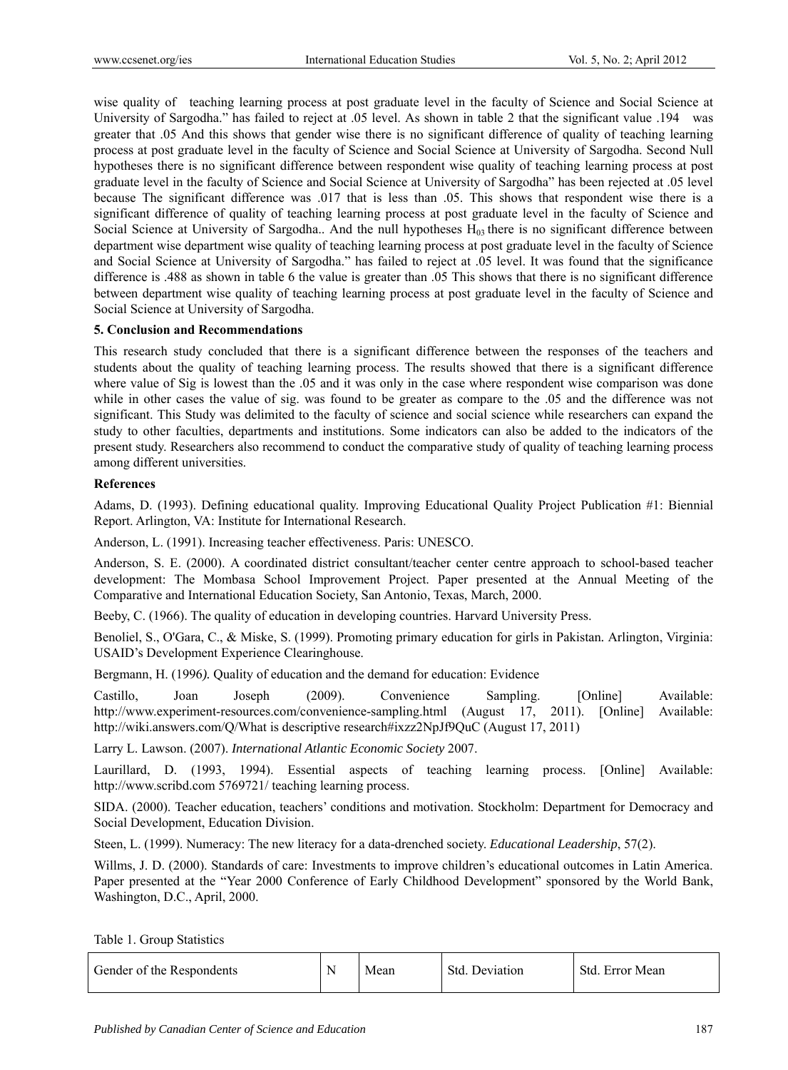wise quality of teaching learning process at post graduate level in the faculty of Science and Social Science at University of Sargodha." has failed to reject at .05 level. As shown in table 2 that the significant value .194 was greater that .05 And this shows that gender wise there is no significant difference of quality of teaching learning process at post graduate level in the faculty of Science and Social Science at University of Sargodha. Second Null hypotheses there is no significant difference between respondent wise quality of teaching learning process at post graduate level in the faculty of Science and Social Science at University of Sargodha" has been rejected at .05 level because The significant difference was .017 that is less than .05. This shows that respondent wise there is a significant difference of quality of teaching learning process at post graduate level in the faculty of Science and Social Science at University of Sargodha.. And the null hypotheses $H_{03}$ there is no significant difference between department wise department wise quality of teaching learning process at post graduate level in the faculty of Science and Social Science at University of Sargodha." has failed to reject at .05 level. It was found that the significance difference is .488 as shown in table 6 the value is greater than .05 This shows that there is no significant difference between department wise quality of teaching learning process at post graduate level in the faculty of Science and Social Science at University of Sargodha.

**5. Conclusion and Recommendations**

This research study concluded that there is a significant difference between the responses of the teachers and students about the quality of teaching learning process. The results showed that there is a significant difference where value of Sig is lowest than the .05 and it was only in the case where respondent wise comparison was done while in other cases the value of sig. was found to be greater as compare to the .05 and the difference was not significant. This Study was delimited to the faculty of science and social science while researchers can expand the study to other faculties, departments and institutions. Some indicators can also be added to the indicators of the present study. Researchers also recommend to conduct the comparative study of quality of teaching learning process among different universities.

**References**

Adams, D. (1993). Defining educational quality. Improving Educational Quality Project Publication #1: Biennial Report. Arlington, VA: Institute for International Research.

Anderson, L. (1991). Increasing teacher effectiveness. Paris: UNESCO.

Anderson, S. E. (2000). A coordinated district consultant/teacher center centre approach to school-based teacher development: The Mombasa School Improvement Project. Paper presented at the Annual Meeting of the Comparative and International Education Society, San Antonio, Texas, March, 2000.

Beeby, C. (1966). The quality of education in developing countries. Harvard University Press.

Benoliel, S., O'Gara, C., & Miske, S. (1999). Promoting primary education for girls in Pakistan. Arlington, Virginia: USAID's Development Experience Clearinghouse.

Bergmann, H. (1996*).* Quality of education and the demand for education: Evidence

Castillo, Joan Joseph (2009). Convenience Sampling. [Online] Available: http://www.experiment-resources.com/convenience-sampling.html (August 17, 2011). [Online] Available: http://wiki.answers.com/Q/What is descriptive research#ixzz2NpJf9QuC (August 17, 2011)

Larry L. Lawson. (2007). *International Atlantic Economic Society* 2007.

Laurillard, D. (1993, 1994). Essential aspects of teaching learning process. [Online] Available: http://www.scribd.com 5769721/ teaching learning process.

SIDA. (2000). Teacher education, teachers' conditions and motivation. Stockholm: Department for Democracy and Social Development, Education Division.

Steen, L. (1999). Numeracy: The new literacy for a data-drenched society. *Educational Leadership*, 57(2).

Willms, J. D. (2000). Standards of care: Investments to improve children's educational outcomes in Latin America. Paper presented at the "Year 2000 Conference of Early Childhood Development" sponsored by the World Bank, Washington, D.C., April, 2000.

Table 1. Group Statistics

| Gender of the Respondents | N | Mean | Std. Deviation | Std. Error Mean |
|---|---|---|---|---|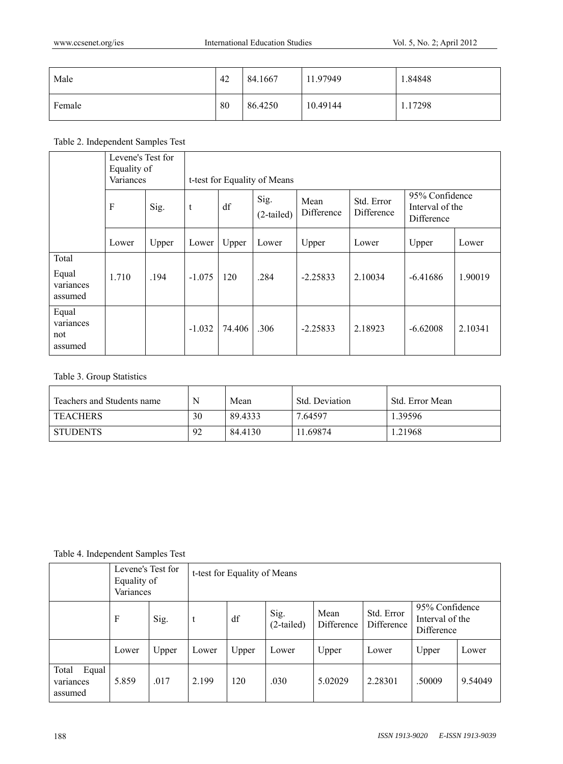| Male | 42 | 84.1667 | 11.97949 | 1.84848 |
|---|---|---|---|---|
| Female | 80 | 86.4250 | 10.49144 | 1.17298 |

Table 2. Independent Samples Test

| | Levene's Test for Equality of Variances | | t-test for Equality of Means | | | | | | |
|---|---|---|---|---|---|---|---|---|---|
| | F | Sig. | t | df | Sig. (2-tailed) | Mean Difference | Std. Error Difference | 95% Confidence Interval of the Difference | |
| | Lower | Upper | Lower | Upper | Lower | Upper | Lower | Upper | Lower |
| Total Equal variances assumed | 1.710 | .194 | -1.075 | 120 | .284 | -2.25833 | 2.10034 | -6.41686 | 1.90019 |
| Equal variances not assumed | | | -1.032 | 74.406 | .306 | -2.25833 | 2.18923 | -6.62008 | 2.10341 |

Table 3. Group Statistics

| Teachers and Students name | N | Mean | Std. Deviation | Std. Error Mean |
|---|---|---|---|---|
| TEACHERS | 30 | 89.4333 | 7.64597 | 1.39596 |
| STUDENTS | 92 | 84.4130 | 11.69874 | 1.21968 |

Table 4. Independent Samples Test

| | Levene's Test for Equality of Variances | | t-test for Equality of Means | | | | | | |
|---|---|---|---|---|---|---|---|---|---|
| | F | Sig. | t | df | Sig. (2-tailed) | Mean Difference | Std. Error Difference | 95% Confidence Interval of the Difference | |
| | Lower | Upper | Lower | Upper | Lower | Upper | Lower | Upper | Lower |
| Total Equal variances assumed | 5.859 | .017 | 2.199 | 120 | .030 | 5.02029 | 2.28301 | .50009 | 9.54049 |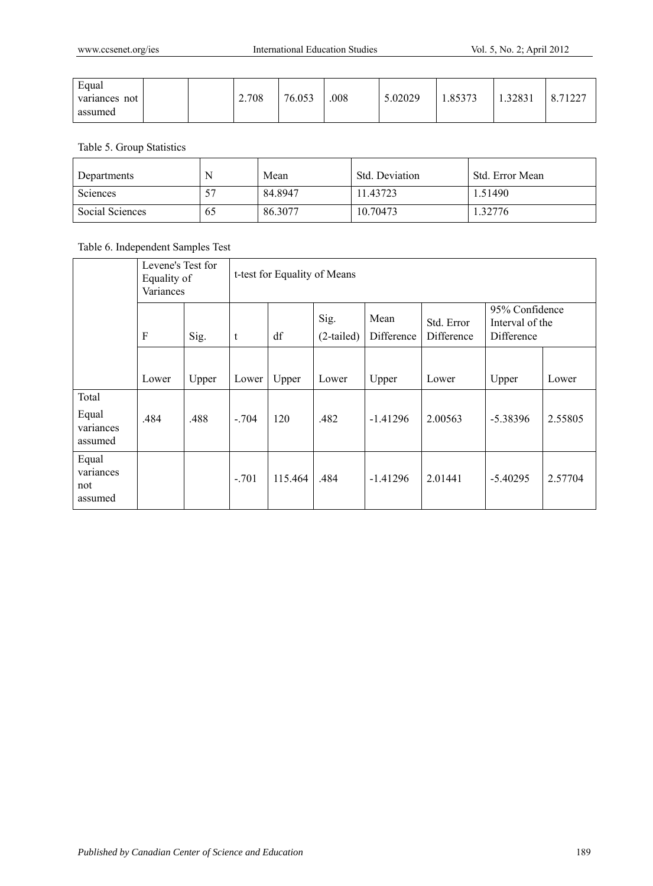| | | | | | | | | | |
|---|---|---|---|---|---|---|---|---|---|
| Equal variances not assumed | | | 2.708 | 76.053 | .008 | 5.02029 | 1.85373 | 1.32831 | 8.71227 |

Table 5. Group Statistics

| Departments | N | Mean | Std. Deviation | Std. Error Mean |
|---|---|---|---|---|
| Sciences | 57 | 84.8947 | 11.43723 | 1.51490 |
| Social Sciences | 65 | 86.3077 | 10.70473 | 1.32776 |

Table 6. Independent Samples Test

| | Levene's Test for Equality of Variances | | t-test for Equality of Means | | | | | | |
|---|---|---|---|---|---|---|---|---|---|
| | F | Sig. | t | df | Sig. (2-tailed) | Mean Difference | Std. Error Difference | 95% Confidence Interval of the Difference | |
| | Lower | Upper | Lower | Upper | Lower | Upper | Lower | Upper | Lower |
| Total Equal variances assumed | .484 | .488 | -.704 | 120 | .482 | -1.41296 | 2.00563 | -5.38396 | 2.55805 |
| Equal variances not assumed | | | -.701 | 115.464 | .484 | -1.41296 | 2.01441 | -5.40295 | 2.57704 |